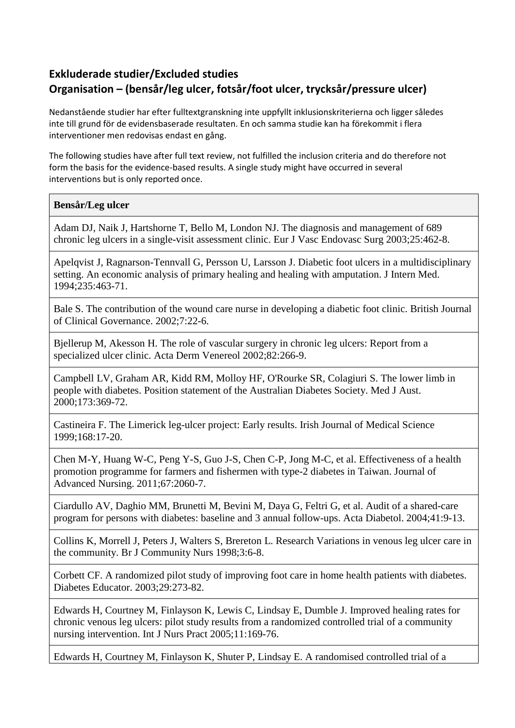## Exkluderade studier/Excluded studies
## Organisation – (bensår/leg ulcer, fotsår/foot ulcer, trycksår/pressure ulcer)

Nedanstående studier har efter fulltextgranskning inte uppfyllt inklusionskriterierna och ligger således inte till grund för de evidensbaserade resultaten. En och samma studie kan ha förekommit i flera interventioner men redovisas endast en gång.

The following studies have after full text review, not fulfilled the inclusion criteria and do therefore not form the basis for the evidence-based results. A single study might have occurred in several interventions but is only reported once.

| **Bensår/Leg ulcer** |
|---|
| Adam DJ, Naik J, Hartshorne T, Bello M, London NJ. The diagnosis and management of 689 chronic leg ulcers in a single-visit assessment clinic. Eur J Vasc Endovasc Surg 2003;25:462-8. |
| Apelqvist J, Ragnarson-Tennvall G, Persson U, Larsson J. Diabetic foot ulcers in a multidisciplinary setting. An economic analysis of primary healing and healing with amputation. J Intern Med. 1994;235:463-71. |
| Bale S. The contribution of the wound care nurse in developing a diabetic foot clinic. British Journal of Clinical Governance. 2002;7:22-6. |
| Bjellerup M, Akesson H. The role of vascular surgery in chronic leg ulcers: Report from a specialized ulcer clinic. Acta Derm Venereol 2002;82:266-9. |
| Campbell LV, Graham AR, Kidd RM, Molloy HF, O'Rourke SR, Colagiuri S. The lower limb in people with diabetes. Position statement of the Australian Diabetes Society. Med J Aust. 2000;173:369-72. |
| Castineira F. The Limerick leg-ulcer project: Early results. Irish Journal of Medical Science 1999;168:17-20. |
| Chen M-Y, Huang W-C, Peng Y-S, Guo J-S, Chen C-P, Jong M-C, et al. Effectiveness of a health promotion programme for farmers and fishermen with type-2 diabetes in Taiwan. Journal of Advanced Nursing. 2011;67:2060-7. |
| Ciardullo AV, Daghio MM, Brunetti M, Bevini M, Daya G, Feltri G, et al. Audit of a shared-care program for persons with diabetes: baseline and 3 annual follow-ups. Acta Diabetol. 2004;41:9-13. |
| Collins K, Morrell J, Peters J, Walters S, Brereton L. Research Variations in venous leg ulcer care in the community. Br J Community Nurs 1998;3:6-8. |
| Corbett CF. A randomized pilot study of improving foot care in home health patients with diabetes. Diabetes Educator. 2003;29:273-82. |
| Edwards H, Courtney M, Finlayson K, Lewis C, Lindsay E, Dumble J. Improved healing rates for chronic venous leg ulcers: pilot study results from a randomized controlled trial of a community nursing intervention. Int J Nurs Pract 2005;11:169-76. |
| Edwards H, Courtney M, Finlayson K, Shuter P, Lindsay E. A randomised controlled trial of a |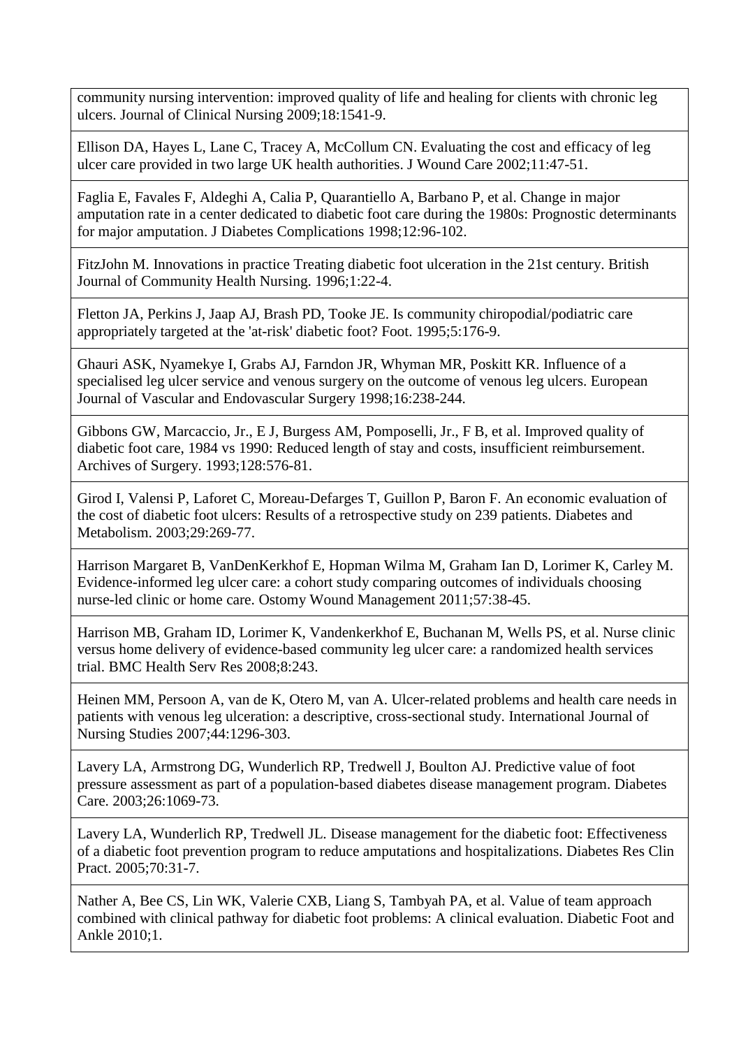community nursing intervention: improved quality of life and healing for clients with chronic leg ulcers. Journal of Clinical Nursing 2009;18:1541-9.

Ellison DA, Hayes L, Lane C, Tracey A, McCollum CN. Evaluating the cost and efficacy of leg ulcer care provided in two large UK health authorities. J Wound Care 2002;11:47-51.

Faglia E, Favales F, Aldeghi A, Calia P, Quarantiello A, Barbano P, et al. Change in major amputation rate in a center dedicated to diabetic foot care during the 1980s: Prognostic determinants for major amputation. J Diabetes Complications 1998;12:96-102.

FitzJohn M. Innovations in practice Treating diabetic foot ulceration in the 21st century. British Journal of Community Health Nursing. 1996;1:22-4.

Fletton JA, Perkins J, Jaap AJ, Brash PD, Tooke JE. Is community chiropodial/podiatric care appropriately targeted at the 'at-risk' diabetic foot? Foot. 1995;5:176-9.

Ghauri ASK, Nyamekye I, Grabs AJ, Farndon JR, Whyman MR, Poskitt KR. Influence of a specialised leg ulcer service and venous surgery on the outcome of venous leg ulcers. European Journal of Vascular and Endovascular Surgery 1998;16:238-244.

Gibbons GW, Marcaccio, Jr., E J, Burgess AM, Pomposelli, Jr., F B, et al. Improved quality of diabetic foot care, 1984 vs 1990: Reduced length of stay and costs, insufficient reimbursement. Archives of Surgery. 1993;128:576-81.

Girod I, Valensi P, Laforet C, Moreau-Defarges T, Guillon P, Baron F. An economic evaluation of the cost of diabetic foot ulcers: Results of a retrospective study on 239 patients. Diabetes and Metabolism. 2003;29:269-77.

Harrison Margaret B, VanDenKerkhof E, Hopman Wilma M, Graham Ian D, Lorimer K, Carley M. Evidence-informed leg ulcer care: a cohort study comparing outcomes of individuals choosing nurse-led clinic or home care. Ostomy Wound Management 2011;57:38-45.

Harrison MB, Graham ID, Lorimer K, Vandenkerkhof E, Buchanan M, Wells PS, et al. Nurse clinic versus home delivery of evidence-based community leg ulcer care: a randomized health services trial. BMC Health Serv Res 2008;8:243.

Heinen MM, Persoon A, van de K, Otero M, van A. Ulcer-related problems and health care needs in patients with venous leg ulceration: a descriptive, cross-sectional study. International Journal of Nursing Studies 2007;44:1296-303.

Lavery LA, Armstrong DG, Wunderlich RP, Tredwell J, Boulton AJ. Predictive value of foot pressure assessment as part of a population-based diabetes disease management program. Diabetes Care. 2003;26:1069-73.

Lavery LA, Wunderlich RP, Tredwell JL. Disease management for the diabetic foot: Effectiveness of a diabetic foot prevention program to reduce amputations and hospitalizations. Diabetes Res Clin Pract. 2005;70:31-7.

Nather A, Bee CS, Lin WK, Valerie CXB, Liang S, Tambyah PA, et al. Value of team approach combined with clinical pathway for diabetic foot problems: A clinical evaluation. Diabetic Foot and Ankle 2010;1.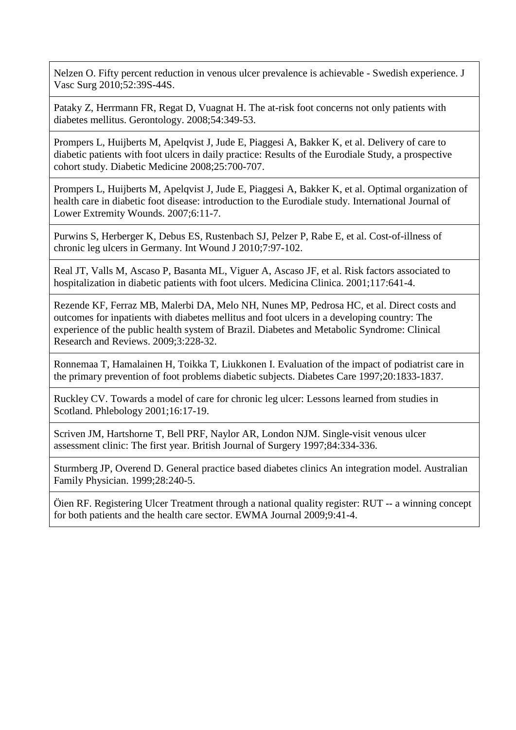| |
|---|
| Nelzen O. Fifty percent reduction in venous ulcer prevalence is achievable - Swedish experience. J Vasc Surg 2010;52:39S-44S. |
| Pataky Z, Herrmann FR, Regat D, Vuagnat H. The at-risk foot concerns not only patients with diabetes mellitus. Gerontology. 2008;54:349-53. |
| Prompers L, Huijberts M, Apelqvist J, Jude E, Piaggesi A, Bakker K, et al. Delivery of care to diabetic patients with foot ulcers in daily practice: Results of the Eurodiale Study, a prospective cohort study. Diabetic Medicine 2008;25:700-707. |
| Prompers L, Huijberts M, Apelqvist J, Jude E, Piaggesi A, Bakker K, et al. Optimal organization of health care in diabetic foot disease: introduction to the Eurodiale study. International Journal of Lower Extremity Wounds. 2007;6:11-7. |
| Purwins S, Herberger K, Debus ES, Rustenbach SJ, Pelzer P, Rabe E, et al. Cost-of-illness of chronic leg ulcers in Germany. Int Wound J 2010;7:97-102. |
| Real JT, Valls M, Ascaso P, Basanta ML, Viguer A, Ascaso JF, et al. Risk factors associated to hospitalization in diabetic patients with foot ulcers. Medicina Clinica. 2001;117:641-4. |
| Rezende KF, Ferraz MB, Malerbi DA, Melo NH, Nunes MP, Pedrosa HC, et al. Direct costs and outcomes for inpatients with diabetes mellitus and foot ulcers in a developing country: The experience of the public health system of Brazil. Diabetes and Metabolic Syndrome: Clinical Research and Reviews. 2009;3:228-32. |
| Ronnemaa T, Hamalainen H, Toikka T, Liukkonen I. Evaluation of the impact of podiatrist care in the primary prevention of foot problems diabetic subjects. Diabetes Care 1997;20:1833-1837. |
| Ruckley CV. Towards a model of care for chronic leg ulcer: Lessons learned from studies in Scotland. Phlebology 2001;16:17-19. |
| Scriven JM, Hartshorne T, Bell PRF, Naylor AR, London NJM. Single-visit venous ulcer assessment clinic: The first year. British Journal of Surgery 1997;84:334-336. |
| Sturmberg JP, Overend D. General practice based diabetes clinics An integration model. Australian Family Physician. 1999;28:240-5. |
| Öien RF. Registering Ulcer Treatment through a national quality register: RUT -- a winning concept for both patients and the health care sector. EWMA Journal 2009;9:41-4. |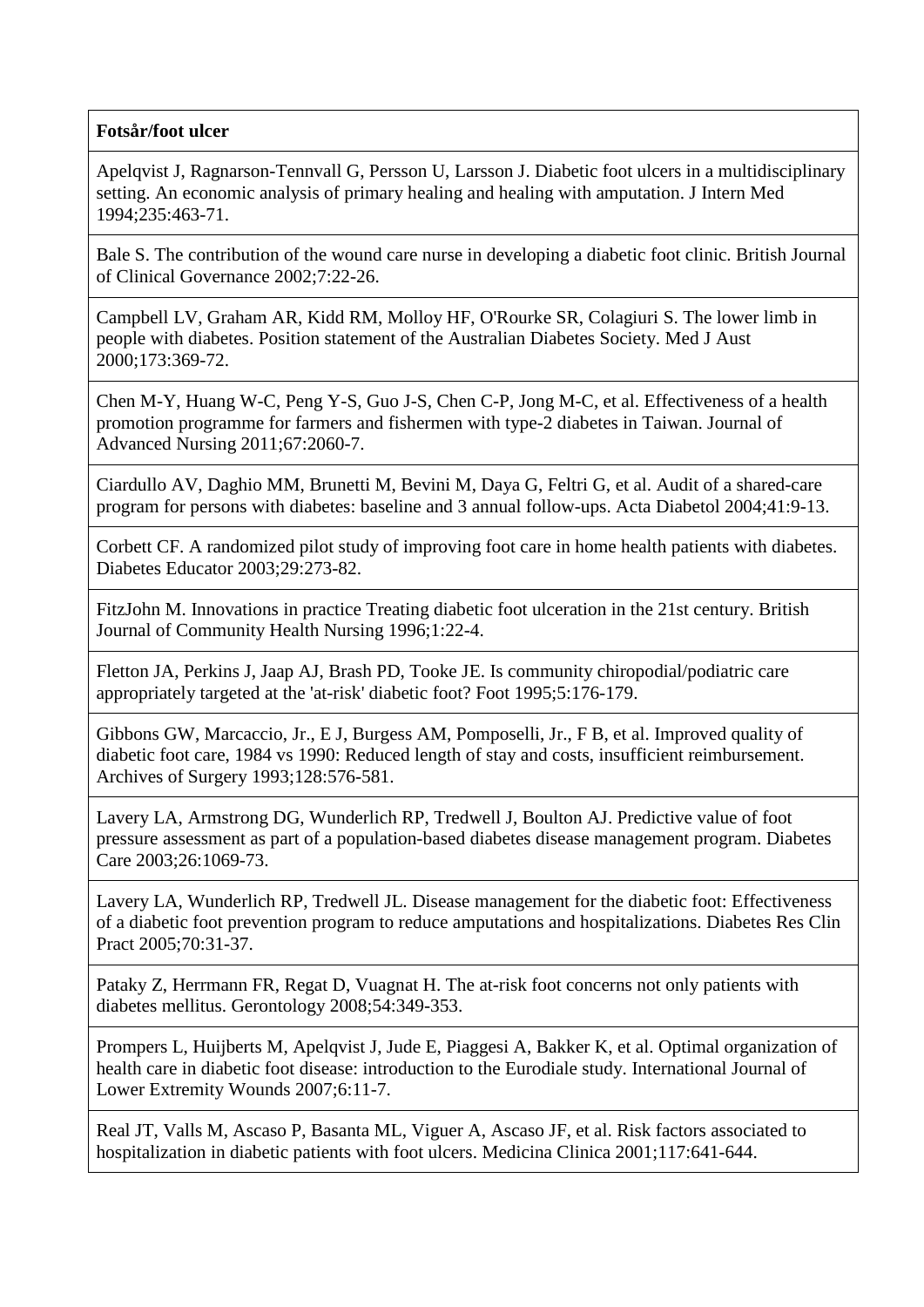| **Fotsår/foot ulcer** |
|---|
| Apelqvist J, Ragnarson-Tennvall G, Persson U, Larsson J. Diabetic foot ulcers in a multidisciplinary setting. An economic analysis of primary healing and healing with amputation. J Intern Med 1994;235:463-71. |
| Bale S. The contribution of the wound care nurse in developing a diabetic foot clinic. British Journal of Clinical Governance 2002;7:22-26. |
| Campbell LV, Graham AR, Kidd RM, Molloy HF, O'Rourke SR, Colagiuri S. The lower limb in people with diabetes. Position statement of the Australian Diabetes Society. Med J Aust 2000;173:369-72. |
| Chen M-Y, Huang W-C, Peng Y-S, Guo J-S, Chen C-P, Jong M-C, et al. Effectiveness of a health promotion programme for farmers and fishermen with type-2 diabetes in Taiwan. Journal of Advanced Nursing 2011;67:2060-7. |
| Ciardullo AV, Daghio MM, Brunetti M, Bevini M, Daya G, Feltri G, et al. Audit of a shared-care program for persons with diabetes: baseline and 3 annual follow-ups. Acta Diabetol 2004;41:9-13. |
| Corbett CF. A randomized pilot study of improving foot care in home health patients with diabetes. Diabetes Educator 2003;29:273-82. |
| FitzJohn M. Innovations in practice Treating diabetic foot ulceration in the 21st century. British Journal of Community Health Nursing 1996;1:22-4. |
| Fletton JA, Perkins J, Jaap AJ, Brash PD, Tooke JE. Is community chiropodial/podiatric care appropriately targeted at the 'at-risk' diabetic foot? Foot 1995;5:176-179. |
| Gibbons GW, Marcaccio, Jr., E J, Burgess AM, Pomposelli, Jr., F B, et al. Improved quality of diabetic foot care, 1984 vs 1990: Reduced length of stay and costs, insufficient reimbursement. Archives of Surgery 1993;128:576-581. |
| Lavery LA, Armstrong DG, Wunderlich RP, Tredwell J, Boulton AJ. Predictive value of foot pressure assessment as part of a population-based diabetes disease management program. Diabetes Care 2003;26:1069-73. |
| Lavery LA, Wunderlich RP, Tredwell JL. Disease management for the diabetic foot: Effectiveness of a diabetic foot prevention program to reduce amputations and hospitalizations. Diabetes Res Clin Pract 2005;70:31-37. |
| Pataky Z, Herrmann FR, Regat D, Vuagnat H. The at-risk foot concerns not only patients with diabetes mellitus. Gerontology 2008;54:349-353. |
| Prompers L, Huijberts M, Apelqvist J, Jude E, Piaggesi A, Bakker K, et al. Optimal organization of health care in diabetic foot disease: introduction to the Eurodiale study. International Journal of Lower Extremity Wounds 2007;6:11-7. |
| Real JT, Valls M, Ascaso P, Basanta ML, Viguer A, Ascaso JF, et al. Risk factors associated to hospitalization in diabetic patients with foot ulcers. Medicina Clinica 2001;117:641-644. |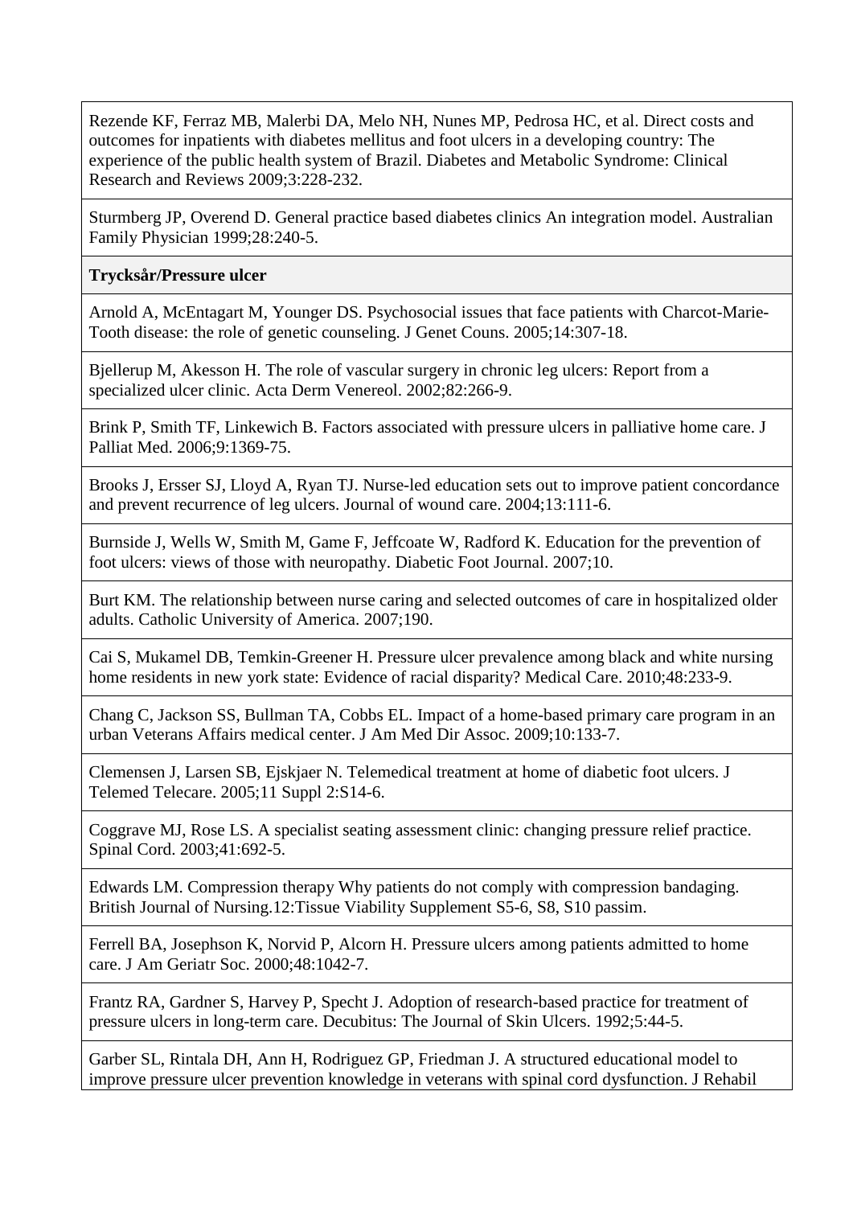| |
|---|
| Rezende KF, Ferraz MB, Malerbi DA, Melo NH, Nunes MP, Pedrosa HC, et al. Direct costs and outcomes for inpatients with diabetes mellitus and foot ulcers in a developing country: The experience of the public health system of Brazil. Diabetes and Metabolic Syndrome: Clinical Research and Reviews 2009;3:228-232. |
| Sturmberg JP, Overend D. General practice based diabetes clinics An integration model. Australian Family Physician 1999;28:240-5. |
| **Trycksår/Pressure ulcer** |
| Arnold A, McEntagart M, Younger DS. Psychosocial issues that face patients with Charcot-Marie-Tooth disease: the role of genetic counseling. J Genet Couns. 2005;14:307-18. |
| Bjellerup M, Akesson H. The role of vascular surgery in chronic leg ulcers: Report from a specialized ulcer clinic. Acta Derm Venereol. 2002;82:266-9. |
| Brink P, Smith TF, Linkewich B. Factors associated with pressure ulcers in palliative home care. J Palliat Med. 2006;9:1369-75. |
| Brooks J, Ersser SJ, Lloyd A, Ryan TJ. Nurse-led education sets out to improve patient concordance and prevent recurrence of leg ulcers. Journal of wound care. 2004;13:111-6. |
| Burnside J, Wells W, Smith M, Game F, Jeffcoate W, Radford K. Education for the prevention of foot ulcers: views of those with neuropathy. Diabetic Foot Journal. 2007;10. |
| Burt KM. The relationship between nurse caring and selected outcomes of care in hospitalized older adults. Catholic University of America. 2007;190. |
| Cai S, Mukamel DB, Temkin-Greener H. Pressure ulcer prevalence among black and white nursing home residents in new york state: Evidence of racial disparity? Medical Care. 2010;48:233-9. |
| Chang C, Jackson SS, Bullman TA, Cobbs EL. Impact of a home-based primary care program in an urban Veterans Affairs medical center. J Am Med Dir Assoc. 2009;10:133-7. |
| Clemensen J, Larsen SB, Ejskjaer N. Telemedical treatment at home of diabetic foot ulcers. J Telemed Telecare. 2005;11 Suppl 2:S14-6. |
| Coggrave MJ, Rose LS. A specialist seating assessment clinic: changing pressure relief practice. Spinal Cord. 2003;41:692-5. |
| Edwards LM. Compression therapy Why patients do not comply with compression bandaging. British Journal of Nursing.12:Tissue Viability Supplement S5-6, S8, S10 passim. |
| Ferrell BA, Josephson K, Norvid P, Alcorn H. Pressure ulcers among patients admitted to home care. J Am Geriatr Soc. 2000;48:1042-7. |
| Frantz RA, Gardner S, Harvey P, Specht J. Adoption of research-based practice for treatment of pressure ulcers in long-term care. Decubitus: The Journal of Skin Ulcers. 1992;5:44-5. |
| Garber SL, Rintala DH, Ann H, Rodriguez GP, Friedman J. A structured educational model to improve pressure ulcer prevention knowledge in veterans with spinal cord dysfunction. J Rehabil |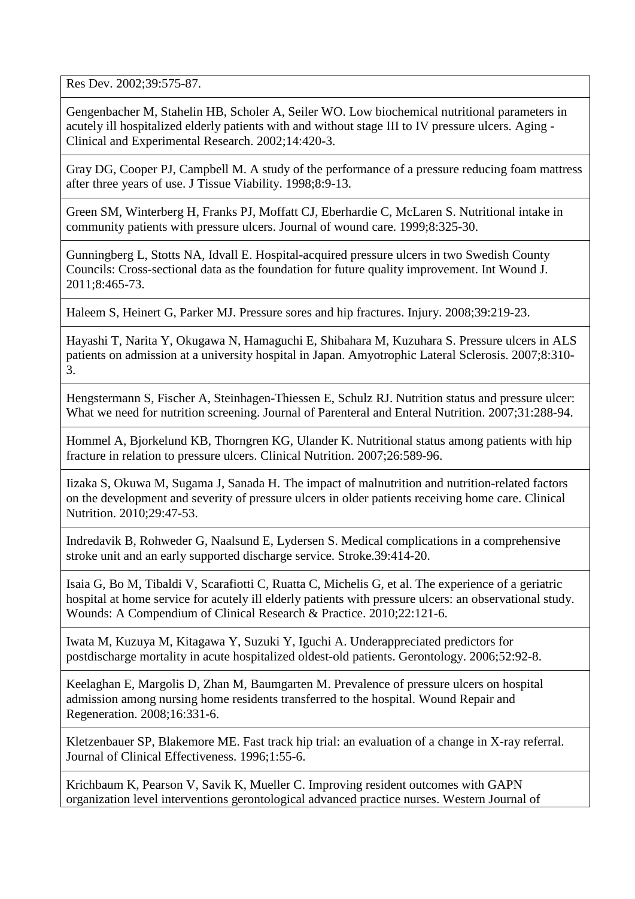Res Dev. 2002;39:575-87.

Gengenbacher M, Stahelin HB, Scholer A, Seiler WO. Low biochemical nutritional parameters in acutely ill hospitalized elderly patients with and without stage III to IV pressure ulcers. Aging - Clinical and Experimental Research. 2002;14:420-3.

Gray DG, Cooper PJ, Campbell M. A study of the performance of a pressure reducing foam mattress after three years of use. J Tissue Viability. 1998;8:9-13.

Green SM, Winterberg H, Franks PJ, Moffatt CJ, Eberhardie C, McLaren S. Nutritional intake in community patients with pressure ulcers. Journal of wound care. 1999;8:325-30.

Gunningberg L, Stotts NA, Idvall E. Hospital-acquired pressure ulcers in two Swedish County Councils: Cross-sectional data as the foundation for future quality improvement. Int Wound J. 2011;8:465-73.

Haleem S, Heinert G, Parker MJ. Pressure sores and hip fractures. Injury. 2008;39:219-23.

Hayashi T, Narita Y, Okugawa N, Hamaguchi E, Shibahara M, Kuzuhara S. Pressure ulcers in ALS patients on admission at a university hospital in Japan. Amyotrophic Lateral Sclerosis. 2007;8:310-3.

Hengstermann S, Fischer A, Steinhagen-Thiessen E, Schulz RJ. Nutrition status and pressure ulcer: What we need for nutrition screening. Journal of Parenteral and Enteral Nutrition. 2007;31:288-94.

Hommel A, Bjorkelund KB, Thorngren KG, Ulander K. Nutritional status among patients with hip fracture in relation to pressure ulcers. Clinical Nutrition. 2007;26:589-96.

Iizaka S, Okuwa M, Sugama J, Sanada H. The impact of malnutrition and nutrition-related factors on the development and severity of pressure ulcers in older patients receiving home care. Clinical Nutrition. 2010;29:47-53.

Indredavik B, Rohweder G, Naalsund E, Lydersen S. Medical complications in a comprehensive stroke unit and an early supported discharge service. Stroke.39:414-20.

Isaia G, Bo M, Tibaldi V, Scarafiotti C, Ruatta C, Michelis G, et al. The experience of a geriatric hospital at home service for acutely ill elderly patients with pressure ulcers: an observational study. Wounds: A Compendium of Clinical Research & Practice. 2010;22:121-6.

Iwata M, Kuzuya M, Kitagawa Y, Suzuki Y, Iguchi A. Underappreciated predictors for postdischarge mortality in acute hospitalized oldest-old patients. Gerontology. 2006;52:92-8.

Keelaghan E, Margolis D, Zhan M, Baumgarten M. Prevalence of pressure ulcers on hospital admission among nursing home residents transferred to the hospital. Wound Repair and Regeneration. 2008;16:331-6.

Kletzenbauer SP, Blakemore ME. Fast track hip trial: an evaluation of a change in X-ray referral. Journal of Clinical Effectiveness. 1996;1:55-6.

Krichbaum K, Pearson V, Savik K, Mueller C. Improving resident outcomes with GAPN organization level interventions gerontological advanced practice nurses. Western Journal of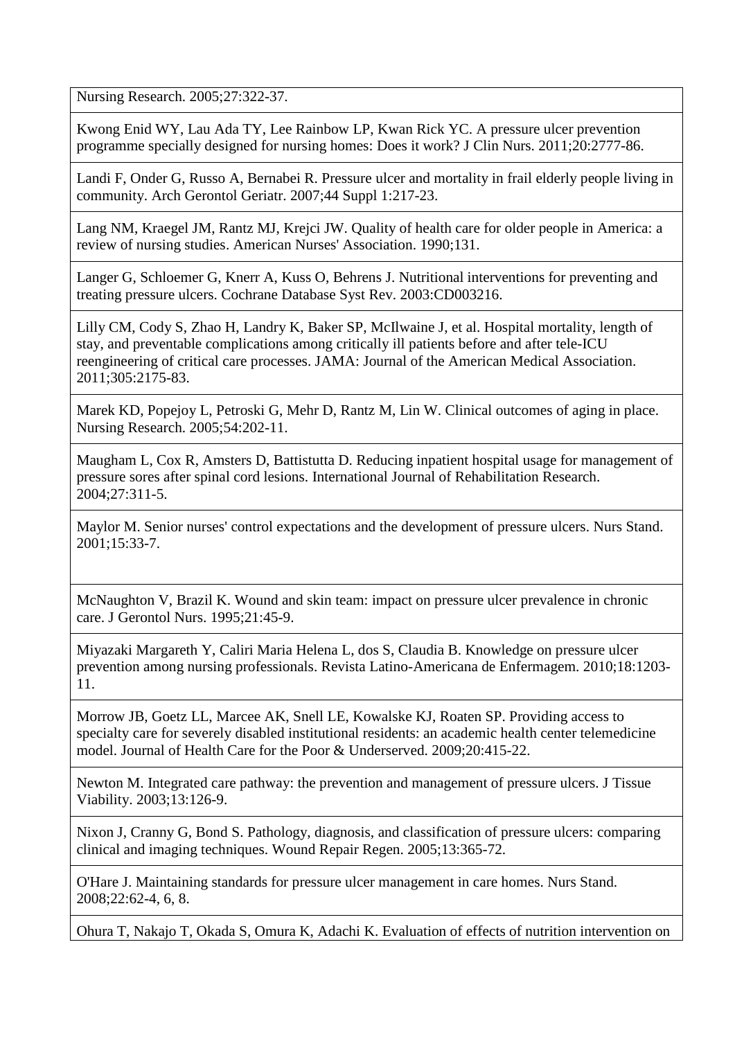Nursing Research. 2005;27:322-37.

Kwong Enid WY, Lau Ada TY, Lee Rainbow LP, Kwan Rick YC. A pressure ulcer prevention programme specially designed for nursing homes: Does it work? J Clin Nurs. 2011;20:2777-86.

Landi F, Onder G, Russo A, Bernabei R. Pressure ulcer and mortality in frail elderly people living in community. Arch Gerontol Geriatr. 2007;44 Suppl 1:217-23.

Lang NM, Kraegel JM, Rantz MJ, Krejci JW. Quality of health care for older people in America: a review of nursing studies. American Nurses' Association. 1990;131.

Langer G, Schloemer G, Knerr A, Kuss O, Behrens J. Nutritional interventions for preventing and treating pressure ulcers. Cochrane Database Syst Rev. 2003:CD003216.

Lilly CM, Cody S, Zhao H, Landry K, Baker SP, McIlwaine J, et al. Hospital mortality, length of stay, and preventable complications among critically ill patients before and after tele-ICU reengineering of critical care processes. JAMA: Journal of the American Medical Association. 2011;305:2175-83.

Marek KD, Popejoy L, Petroski G, Mehr D, Rantz M, Lin W. Clinical outcomes of aging in place. Nursing Research. 2005;54:202-11.

Maugham L, Cox R, Amsters D, Battistutta D. Reducing inpatient hospital usage for management of pressure sores after spinal cord lesions. International Journal of Rehabilitation Research. 2004;27:311-5.

Maylor M. Senior nurses' control expectations and the development of pressure ulcers. Nurs Stand. 2001;15:33-7.

McNaughton V, Brazil K. Wound and skin team: impact on pressure ulcer prevalence in chronic care. J Gerontol Nurs. 1995;21:45-9.

Miyazaki Margareth Y, Caliri Maria Helena L, dos S, Claudia B. Knowledge on pressure ulcer prevention among nursing professionals. Revista Latino-Americana de Enfermagem. 2010;18:1203-11.

Morrow JB, Goetz LL, Marcee AK, Snell LE, Kowalske KJ, Roaten SP. Providing access to specialty care for severely disabled institutional residents: an academic health center telemedicine model. Journal of Health Care for the Poor & Underserved. 2009;20:415-22.

Newton M. Integrated care pathway: the prevention and management of pressure ulcers. J Tissue Viability. 2003;13:126-9.

Nixon J, Cranny G, Bond S. Pathology, diagnosis, and classification of pressure ulcers: comparing clinical and imaging techniques. Wound Repair Regen. 2005;13:365-72.

O'Hare J. Maintaining standards for pressure ulcer management in care homes. Nurs Stand. 2008;22:62-4, 6, 8.

Ohura T, Nakajo T, Okada S, Omura K, Adachi K. Evaluation of effects of nutrition intervention on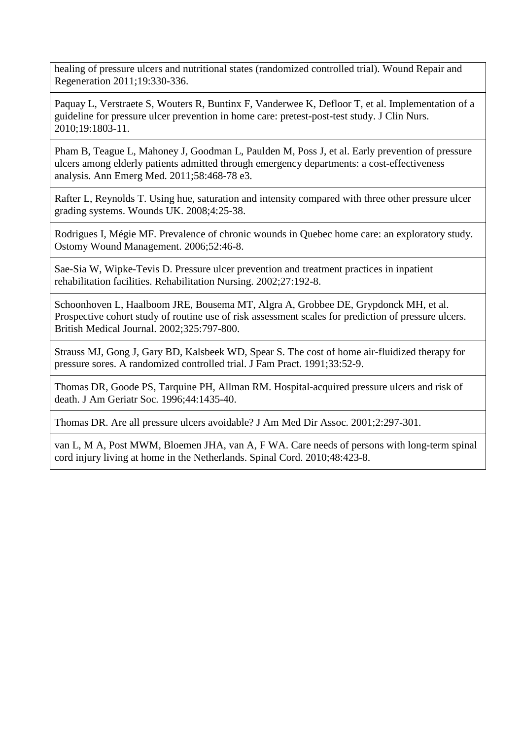| |
|---|
| healing of pressure ulcers and nutritional states (randomized controlled trial). Wound Repair and Regeneration 2011;19:330-336. |
| Paquay L, Verstraete S, Wouters R, Buntinx F, Vanderwee K, Defloor T, et al. Implementation of a guideline for pressure ulcer prevention in home care: pretest-post-test study. J Clin Nurs. 2010;19:1803-11. |
| Pham B, Teague L, Mahoney J, Goodman L, Paulden M, Poss J, et al. Early prevention of pressure ulcers among elderly patients admitted through emergency departments: a cost-effectiveness analysis. Ann Emerg Med. 2011;58:468-78 e3. |
| Rafter L, Reynolds T. Using hue, saturation and intensity compared with three other pressure ulcer grading systems. Wounds UK. 2008;4:25-38. |
| Rodrigues I, Mégie MF. Prevalence of chronic wounds in Quebec home care: an exploratory study. Ostomy Wound Management. 2006;52:46-8. |
| Sae-Sia W, Wipke-Tevis D. Pressure ulcer prevention and treatment practices in inpatient rehabilitation facilities. Rehabilitation Nursing. 2002;27:192-8. |
| Schoonhoven L, Haalboom JRE, Bousema MT, Algra A, Grobbee DE, Grypdonck MH, et al. Prospective cohort study of routine use of risk assessment scales for prediction of pressure ulcers. British Medical Journal. 2002;325:797-800. |
| Strauss MJ, Gong J, Gary BD, Kalsbeek WD, Spear S. The cost of home air-fluidized therapy for pressure sores. A randomized controlled trial. J Fam Pract. 1991;33:52-9. |
| Thomas DR, Goode PS, Tarquine PH, Allman RM. Hospital-acquired pressure ulcers and risk of death. J Am Geriatr Soc. 1996;44:1435-40. |
| Thomas DR. Are all pressure ulcers avoidable? J Am Med Dir Assoc. 2001;2:297-301. |
| van L, M A, Post MWM, Bloemen JHA, van A, F WA. Care needs of persons with long-term spinal cord injury living at home in the Netherlands. Spinal Cord. 2010;48:423-8. |